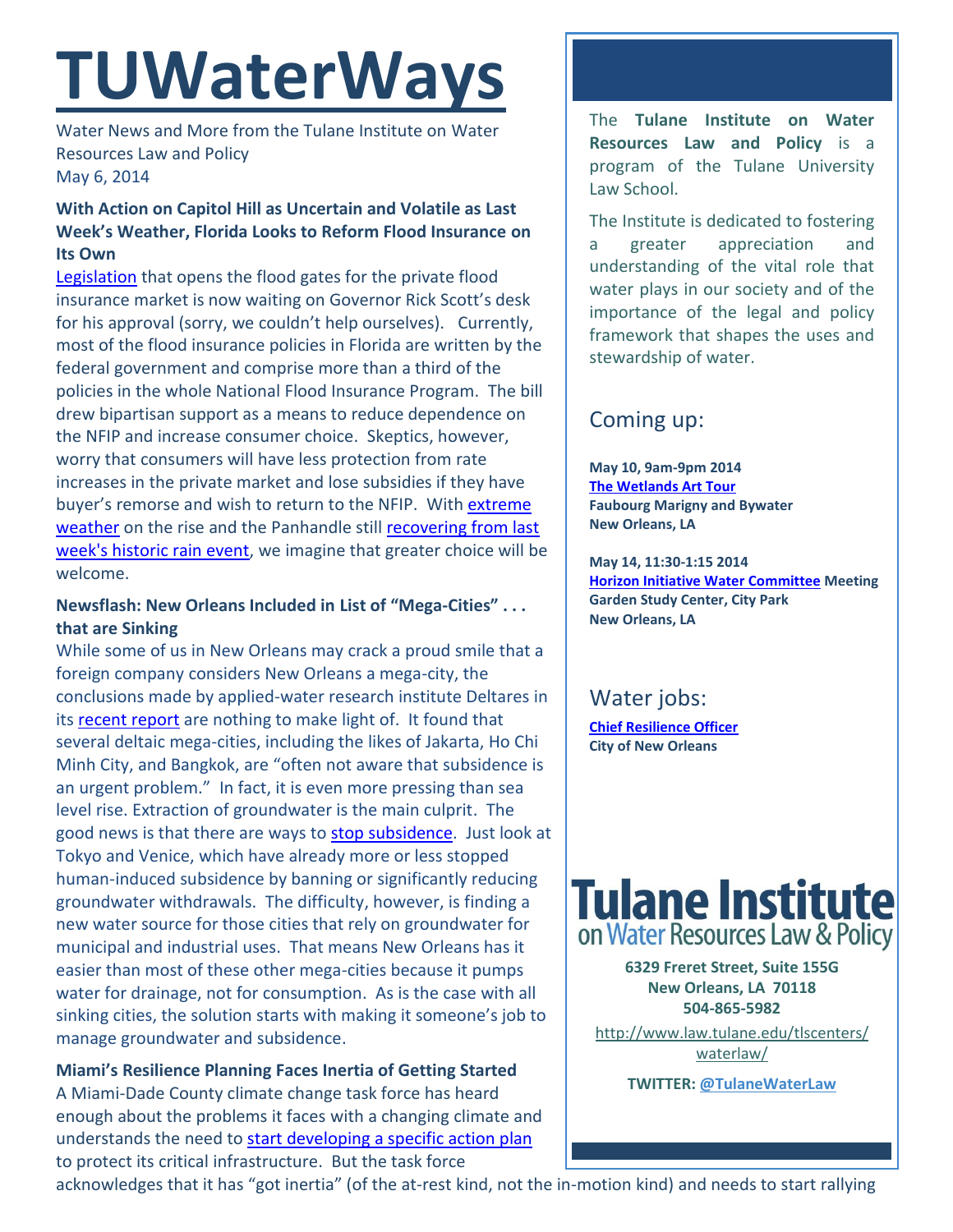# TUWaterWays

Water News and More from the Tulane Institute on Water Resources Law and Policy
May 6, 2014

### With Action on Capitol Hill as Uncertain and Volatile as Last Week's Weather, Florida Looks to Reform Flood Insurance on Its Own

Legislation that opens the flood gates for the private flood insurance market is now waiting on Governor Rick Scott's desk for his approval (sorry, we couldn't help ourselves). Currently, most of the flood insurance policies in Florida are written by the federal government and comprise more than a third of the policies in the whole National Flood Insurance Program. The bill drew bipartisan support as a means to reduce dependence on the NFIP and increase consumer choice. Skeptics, however, worry that consumers will have less protection from rate increases in the private market and lose subsidies if they have buyer's remorse and wish to return to the NFIP. With extreme weather on the rise and the Panhandle still recovering from last week's historic rain event, we imagine that greater choice will be welcome.

### Newsflash: New Orleans Included in List of "Mega-Cities" . . . that are Sinking

While some of us in New Orleans may crack a proud smile that a foreign company considers New Orleans a mega-city, the conclusions made by applied-water research institute Deltares in its recent report are nothing to make light of. It found that several deltaic mega-cities, including the likes of Jakarta, Ho Chi Minh City, and Bangkok, are "often not aware that subsidence is an urgent problem." In fact, it is even more pressing than sea level rise. Extraction of groundwater is the main culprit. The good news is that there are ways to stop subsidence. Just look at Tokyo and Venice, which have already more or less stopped human-induced subsidence by banning or significantly reducing groundwater withdrawals. The difficulty, however, is finding a new water source for those cities that rely on groundwater for municipal and industrial uses. That means New Orleans has it easier than most of these other mega-cities because it pumps water for drainage, not for consumption. As is the case with all sinking cities, the solution starts with making it someone's job to manage groundwater and subsidence.

### Miami's Resilience Planning Faces Inertia of Getting Started

A Miami-Dade County climate change task force has heard enough about the problems it faces with a changing climate and understands the need to start developing a specific action plan to protect its critical infrastructure. But the task force acknowledges that it has "got inertia" (of the at-rest kind, not the in-motion kind) and needs to start rallying

---

The **Tulane Institute on Water Resources Law and Policy** is a program of the Tulane University Law School.

The Institute is dedicated to fostering a greater appreciation and understanding of the vital role that water plays in our society and of the importance of the legal and policy framework that shapes the uses and stewardship of water.

## Coming up:

**May 10, 9am-9pm 2014**
**The Wetlands Art Tour**
**Faubourg Marigny and Bywater**
**New Orleans, LA**

**May 14, 11:30-1:15 2014**
**Horizon Initiative Water Committee Meeting**
**Garden Study Center, City Park**
**New Orleans, LA**

## Water jobs:

**Chief Resilience Officer**
**City of New Orleans**

**Tulane Institute on Water Resources Law & Policy**

**6329 Freret Street, Suite 155G**
**New Orleans, LA 70118**
**504-865-5982**

http://www.law.tulane.edu/tlscenters/waterlaw/

**TWITTER: @TulaneWaterLaw**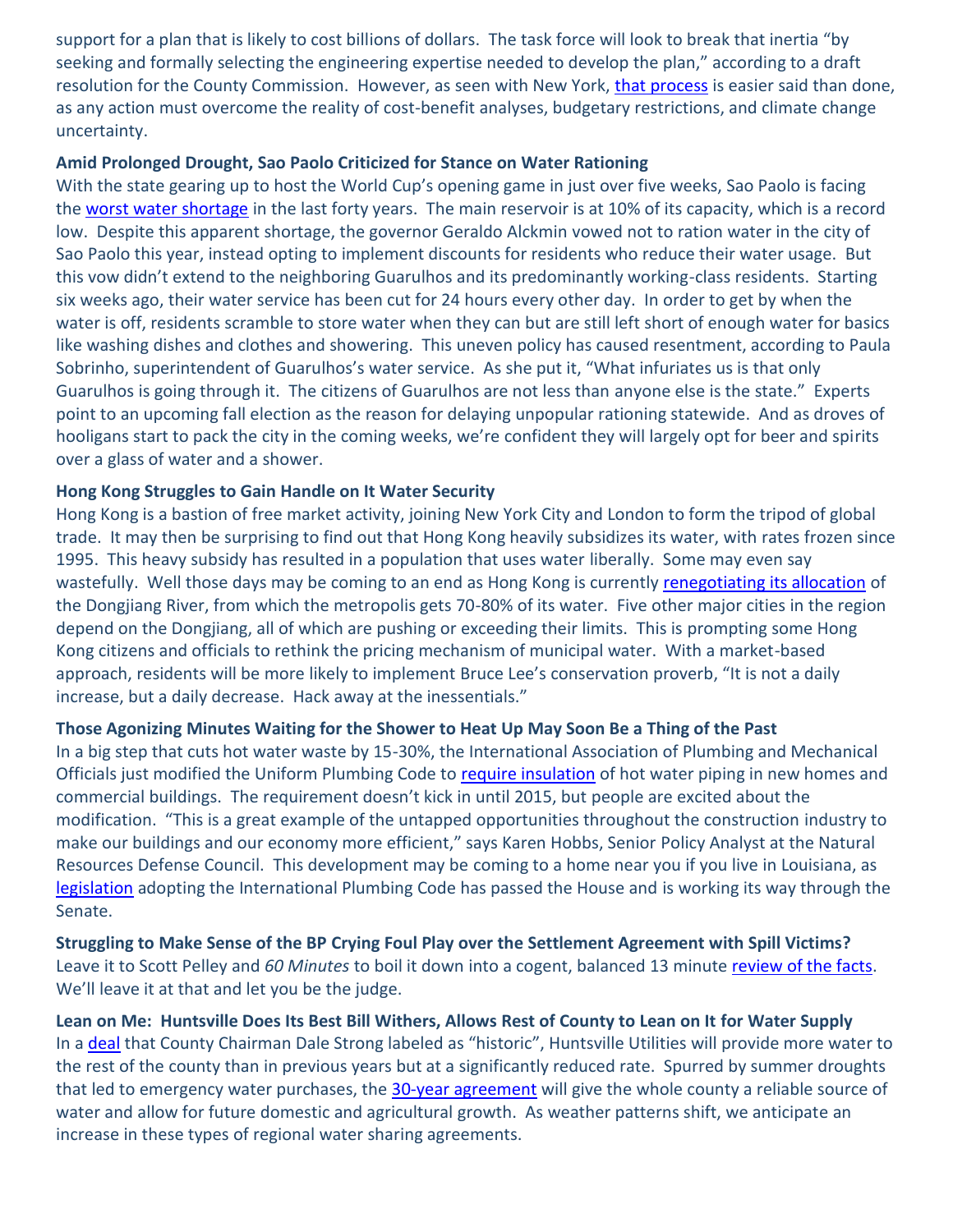support for a plan that is likely to cost billions of dollars. The task force will look to break that inertia "by seeking and formally selecting the engineering expertise needed to develop the plan," according to a draft resolution for the County Commission. However, as seen with New York, that process is easier said than done, as any action must overcome the reality of cost-benefit analyses, budgetary restrictions, and climate change uncertainty.

**Amid Prolonged Drought, Sao Paolo Criticized for Stance on Water Rationing**

With the state gearing up to host the World Cup's opening game in just over five weeks, Sao Paolo is facing the worst water shortage in the last forty years. The main reservoir is at 10% of its capacity, which is a record low. Despite this apparent shortage, the governor Geraldo Alckmin vowed not to ration water in the city of Sao Paolo this year, instead opting to implement discounts for residents who reduce their water usage. But this vow didn't extend to the neighboring Guarulhos and its predominantly working-class residents. Starting six weeks ago, their water service has been cut for 24 hours every other day. In order to get by when the water is off, residents scramble to store water when they can but are still left short of enough water for basics like washing dishes and clothes and showering. This uneven policy has caused resentment, according to Paula Sobrinho, superintendent of Guarulhos's water service. As she put it, "What infuriates us is that only Guarulhos is going through it. The citizens of Guarulhos are not less than anyone else is the state." Experts point to an upcoming fall election as the reason for delaying unpopular rationing statewide. And as droves of hooligans start to pack the city in the coming weeks, we're confident they will largely opt for beer and spirits over a glass of water and a shower.

**Hong Kong Struggles to Gain Handle on It Water Security**

Hong Kong is a bastion of free market activity, joining New York City and London to form the tripod of global trade. It may then be surprising to find out that Hong Kong heavily subsidizes its water, with rates frozen since 1995. This heavy subsidy has resulted in a population that uses water liberally. Some may even say wastefully. Well those days may be coming to an end as Hong Kong is currently renegotiating its allocation of the Dongjiang River, from which the metropolis gets 70-80% of its water. Five other major cities in the region depend on the Dongjiang, all of which are pushing or exceeding their limits. This is prompting some Hong Kong citizens and officials to rethink the pricing mechanism of municipal water. With a market-based approach, residents will be more likely to implement Bruce Lee's conservation proverb, "It is not a daily increase, but a daily decrease. Hack away at the inessentials."

**Those Agonizing Minutes Waiting for the Shower to Heat Up May Soon Be a Thing of the Past**

In a big step that cuts hot water waste by 15-30%, the International Association of Plumbing and Mechanical Officials just modified the Uniform Plumbing Code to require insulation of hot water piping in new homes and commercial buildings. The requirement doesn't kick in until 2015, but people are excited about the modification. "This is a great example of the untapped opportunities throughout the construction industry to make our buildings and our economy more efficient," says Karen Hobbs, Senior Policy Analyst at the Natural Resources Defense Council. This development may be coming to a home near you if you live in Louisiana, as legislation adopting the International Plumbing Code has passed the House and is working its way through the Senate.

**Struggling to Make Sense of the BP Crying Foul Play over the Settlement Agreement with Spill Victims?**

Leave it to Scott Pelley and *60 Minutes* to boil it down into a cogent, balanced 13 minute review of the facts. We'll leave it at that and let you be the judge.

**Lean on Me: Huntsville Does Its Best Bill Withers, Allows Rest of County to Lean on It for Water Supply**

In a deal that County Chairman Dale Strong labeled as "historic", Huntsville Utilities will provide more water to the rest of the county than in previous years but at a significantly reduced rate. Spurred by summer droughts that led to emergency water purchases, the 30-year agreement will give the whole county a reliable source of water and allow for future domestic and agricultural growth. As weather patterns shift, we anticipate an increase in these types of regional water sharing agreements.